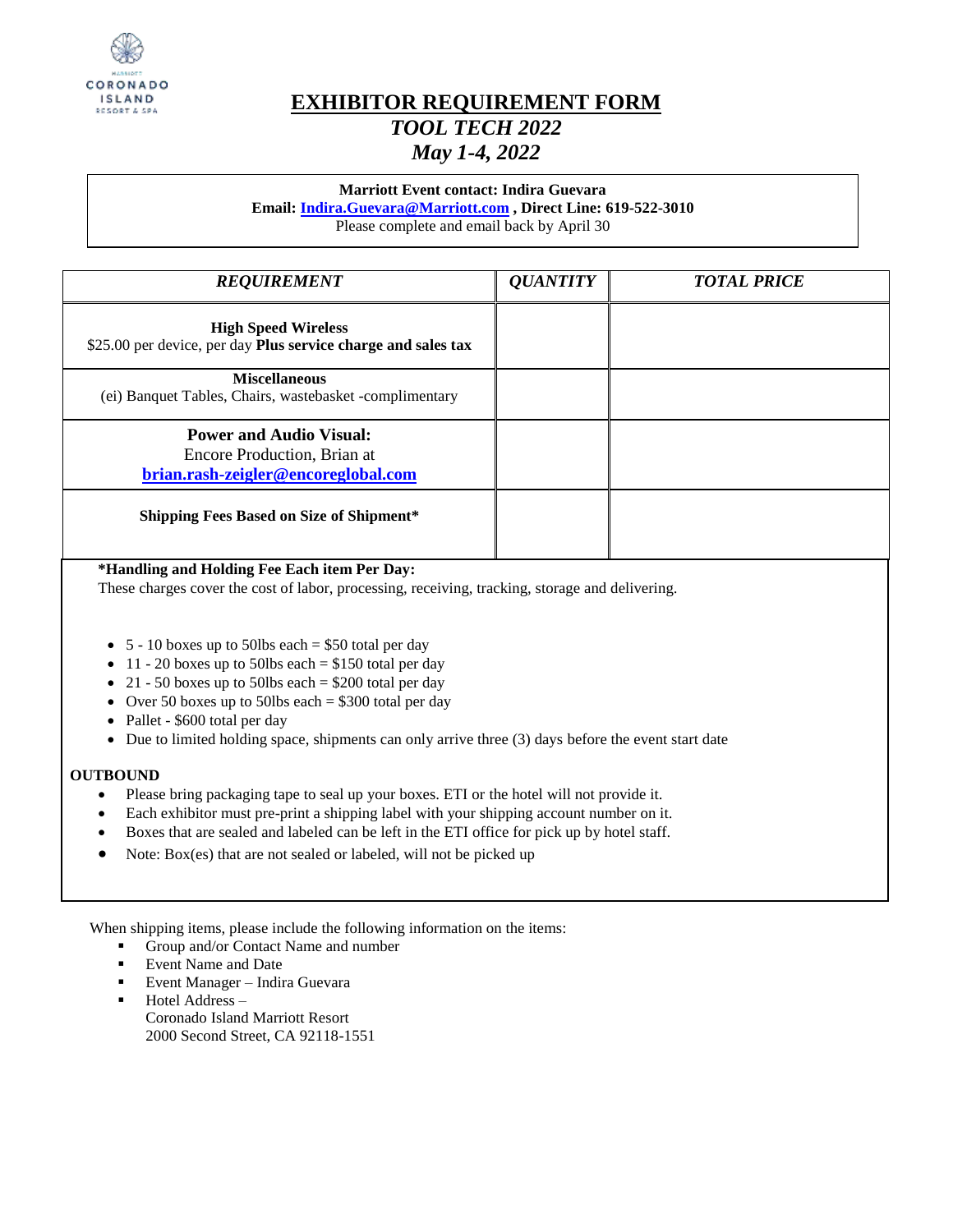# EXHIBITOR REQUIREMENT FORM

## *TOOL TECH 2022*

## *May 1-4, 2022*

**Marriott Event contact: Indira Guevara**
**Email: [Indira.Guevara@Marriott.com](mailto:Indira.Guevara@Marriott.com) , Direct Line: 619-522-3010**
Please complete and email back by April 30

| *REQUIREMENT* | *QUANTITY* | *TOTAL PRICE* |
|---|---|---|
| **High Speed Wireless**<br>$25.00 per device, per day **Plus service charge and sales tax** | | |
| **Miscellaneous**<br>(ei) Banquet Tables, Chairs, wastebasket -complimentary | | |
| **Power and Audio Visual:**<br>Encore Production, Brian at<br>**[brian.rash-zeigler@encoreglobal.com](mailto:brian.rash-zeigler@encoreglobal.com)** | | |
| **Shipping Fees Based on Size of Shipment*** | | |

**\*Handling and Holding Fee Each item Per Day:**
These charges cover the cost of labor, processing, receiving, tracking, storage and delivering.

- 5 - 10 boxes up to 50lbs each = $50 total per day
- 11 - 20 boxes up to 50lbs each = $150 total per day
- 21 - 50 boxes up to 50lbs each = $200 total per day
- Over 50 boxes up to 50lbs each = $300 total per day
- Pallet - $600 total per day
- Due to limited holding space, shipments can only arrive three (3) days before the event start date

**OUTBOUND**

- Please bring packaging tape to seal up your boxes. ETI or the hotel will not provide it.
- Each exhibitor must pre-print a shipping label with your shipping account number on it.
- Boxes that are sealed and labeled can be left in the ETI office for pick up by hotel staff.
- Note: Box(es) that are not sealed or labeled, will not be picked up

When shipping items, please include the following information on the items:

- Group and/or Contact Name and number
- Event Name and Date
- Event Manager – Indira Guevara
- Hotel Address –
  Coronado Island Marriott Resort
  2000 Second Street, CA 92118-1551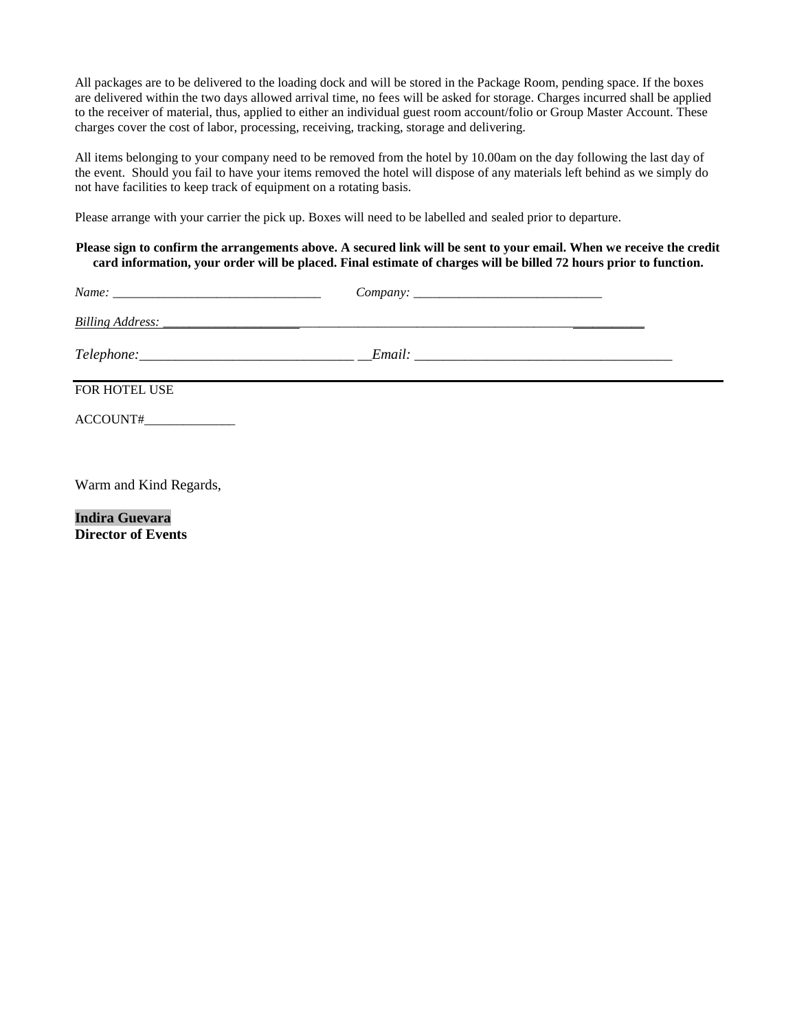All packages are to be delivered to the loading dock and will be stored in the Package Room, pending space. If the boxes are delivered within the two days allowed arrival time, no fees will be asked for storage. Charges incurred shall be applied to the receiver of material, thus, applied to either an individual guest room account/folio or Group Master Account. These charges cover the cost of labor, processing, receiving, tracking, storage and delivering.

All items belonging to your company need to be removed from the hotel by 10.00am on the day following the last day of the event. Should you fail to have your items removed the hotel will dispose of any materials left behind as we simply do not have facilities to keep track of equipment on a rotating basis.

Please arrange with your carrier the pick up. Boxes will need to be labelled and sealed prior to departure.

**Please sign to confirm the arrangements above. A secured link will be sent to your email. When we receive the credit card information, your order will be placed. Final estimate of charges will be billed 72 hours prior to function.**

*Name:* ________________________________ *Company:* _____________________________

*Billing Address:* ___________________________________________________________________

*Telephone:*_______________________________ __*Email:* ______________________________________

---

FOR HOTEL USE

ACCOUNT#______________

Warm and Kind Regards,

**Indira Guevara**
**Director of Events**